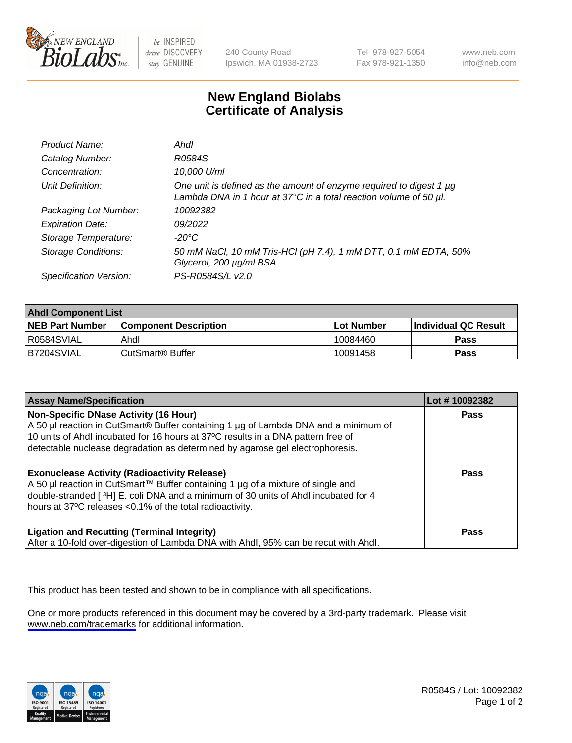# New England Biolabs Certificate of Analysis

| | |
|---|---|
| *Product Name:* | *AhdI* |
| *Catalog Number:* | *R0584S* |
| *Concentration:* | *10,000 U/ml* |
| *Unit Definition:* | *One unit is defined as the amount of enzyme required to digest 1 µg Lambda DNA in 1 hour at 37°C in a total reaction volume of 50 µl.* |
| *Packaging Lot Number:* | *10092382* |
| *Expiration Date:* | *09/2022* |
| *Storage Temperature:* | *-20°C* |
| *Storage Conditions:* | *50 mM NaCl, 10 mM Tris-HCl (pH 7.4), 1 mM DTT, 0.1 mM EDTA, 50% Glycerol, 200 µg/ml BSA* |
| *Specification Version:* | *PS-R0584S/L v2.0* |

| AhdI Component List | | | |
|---|---|---|---|
| **NEB Part Number** | **Component Description** | **Lot Number** | **Individual QC Result** |
| R0584SVIAL | AhdI | 10084460 | **Pass** |
| B7204SVIAL | CutSmart® Buffer | 10091458 | **Pass** |

| Assay Name/Specification | Lot # 10092382 |
|---|---|
| **Non-Specific DNase Activity (16 Hour)** A 50 µl reaction in CutSmart® Buffer containing 1 µg of Lambda DNA and a minimum of 10 units of AhdI incubated for 16 hours at 37ºC results in a DNA pattern free of detectable nuclease degradation as determined by agarose gel electrophoresis. | **Pass** |
| **Exonuclease Activity (Radioactivity Release)** A 50 µl reaction in CutSmart™ Buffer containing 1 µg of a mixture of single and double-stranded [ $^{3}$H] E. coli DNA and a minimum of 30 units of AhdI incubated for 4 hours at 37ºC releases <0.1% of the total radioactivity. | **Pass** |
| **Ligation and Recutting (Terminal Integrity)** After a 10-fold over-digestion of Lambda DNA with AhdI, 95% can be recut with AhdI. | **Pass** |

This product has been tested and shown to be in compliance with all specifications.

One or more products referenced in this document may be covered by a 3rd-party trademark. Please visit www.neb.com/trademarks for additional information.

R0584S / Lot: 10092382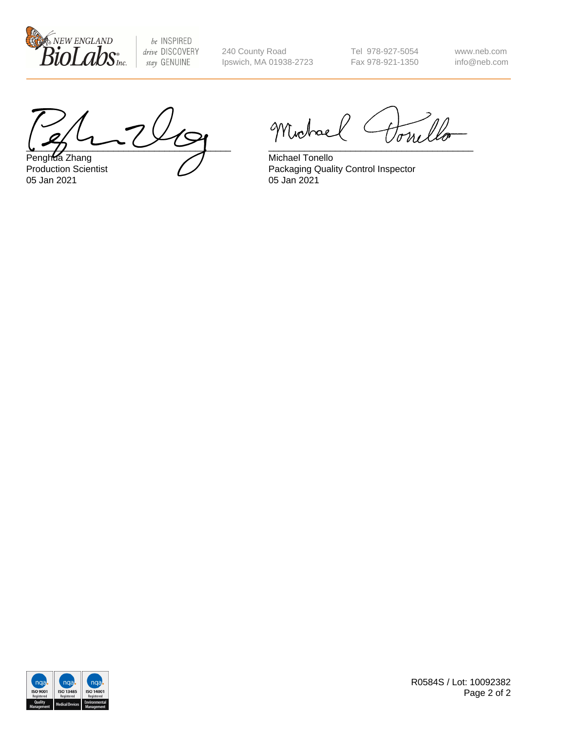be INSPIRED
drive DISCOVERY
stay GENUINE

240 County Road
Ipswich, MA 01938-2723

Tel 978-927-5054
Fax 978-921-1350

www.neb.com
info@neb.com

Penghua Zhang
Production Scientist
05 Jan 2021

Michael Tonello
Packaging Quality Control Inspector
05 Jan 2021

R0584S / Lot: 10092382